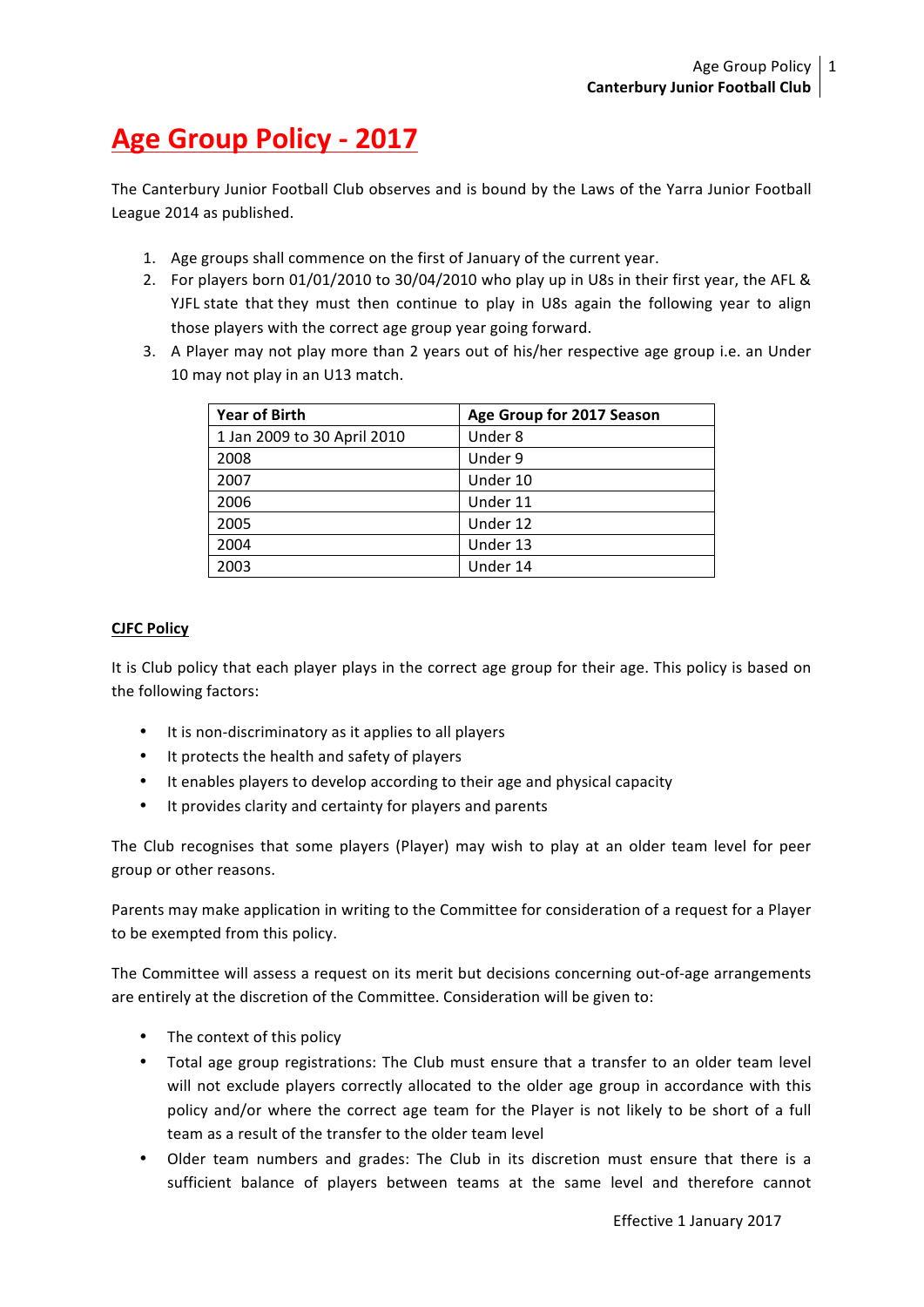# Age Group Policy - 2017

The Canterbury Junior Football Club observes and is bound by the Laws of the Yarra Junior Football League 2014 as published.

1. Age groups shall commence on the first of January of the current year.
2. For players born 01/01/2010 to 30/04/2010 who play up in U8s in their first year, the AFL & YJFL state that they must then continue to play in U8s again the following year to align those players with the correct age group year going forward.
3. A Player may not play more than 2 years out of his/her respective age group i.e. an Under 10 may not play in an U13 match.

| Year of Birth | Age Group for 2017 Season |
|---|---|
| 1 Jan 2009 to 30 April 2010 | Under 8 |
| 2008 | Under 9 |
| 2007 | Under 10 |
| 2006 | Under 11 |
| 2005 | Under 12 |
| 2004 | Under 13 |
| 2003 | Under 14 |

### CJFC Policy

It is Club policy that each player plays in the correct age group for their age. This policy is based on the following factors:

- It is non-discriminatory as it applies to all players
- It protects the health and safety of players
- It enables players to develop according to their age and physical capacity
- It provides clarity and certainty for players and parents

The Club recognises that some players (Player) may wish to play at an older team level for peer group or other reasons.

Parents may make application in writing to the Committee for consideration of a request for a Player to be exempted from this policy.

The Committee will assess a request on its merit but decisions concerning out-of-age arrangements are entirely at the discretion of the Committee. Consideration will be given to:

- The context of this policy
- Total age group registrations: The Club must ensure that a transfer to an older team level will not exclude players correctly allocated to the older age group in accordance with this policy and/or where the correct age team for the Player is not likely to be short of a full team as a result of the transfer to the older team level
- Older team numbers and grades: The Club in its discretion must ensure that there is a sufficient balance of players between teams at the same level and therefore cannot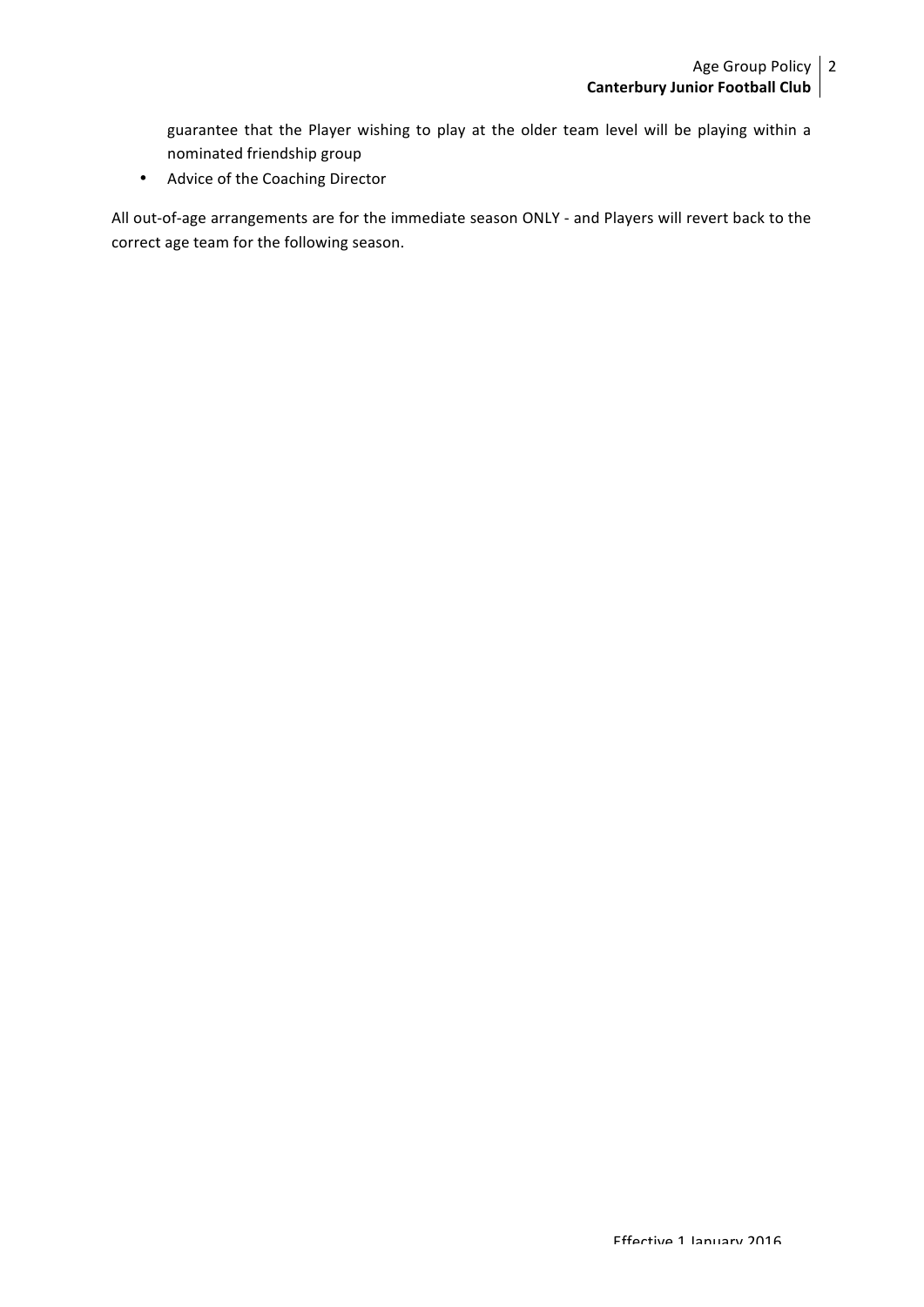guarantee that the Player wishing to play at the older team level will be playing within a nominated friendship group

- Advice of the Coaching Director

All out-of-age arrangements are for the immediate season ONLY - and Players will revert back to the correct age team for the following season.